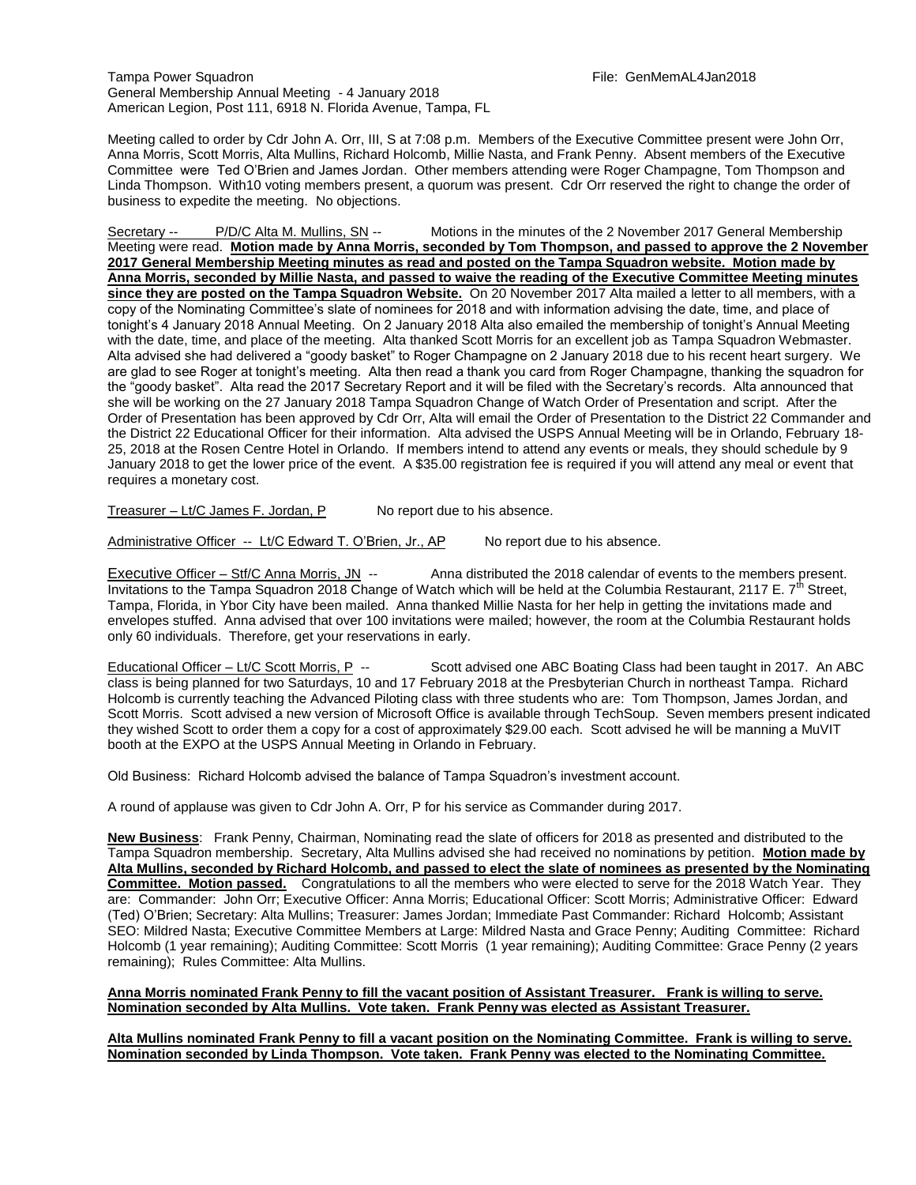Tampa Power Squadron File: GenMemAL4Jan2018
General Membership Annual Meeting - 4 January 2018
American Legion, Post 111, 6918 N. Florida Avenue, Tampa, FL

Meeting called to order by Cdr John A. Orr, III, S at 7:08 p.m. Members of the Executive Committee present were John Orr, Anna Morris, Scott Morris, Alta Mullins, Richard Holcomb, Millie Nasta, and Frank Penny. Absent members of the Executive Committee were Ted O'Brien and James Jordan. Other members attending were Roger Champagne, Tom Thompson and Linda Thompson. With10 voting members present, a quorum was present. Cdr Orr reserved the right to change the order of business to expedite the meeting. No objections.

Secretary -- P/D/C Alta M. Mullins, SN -- Motions in the minutes of the 2 November 2017 General Membership Meeting were read. **Motion made by Anna Morris, seconded by Tom Thompson, and passed to approve the 2 November 2017 General Membership Meeting minutes as read and posted on the Tampa Squadron website. Motion made by Anna Morris, seconded by Millie Nasta, and passed to waive the reading of the Executive Committee Meeting minutes since they are posted on the Tampa Squadron Website.** On 20 November 2017 Alta mailed a letter to all members, with a copy of the Nominating Committee's slate of nominees for 2018 and with information advising the date, time, and place of tonight's 4 January 2018 Annual Meeting. On 2 January 2018 Alta also emailed the membership of tonight's Annual Meeting with the date, time, and place of the meeting. Alta thanked Scott Morris for an excellent job as Tampa Squadron Webmaster. Alta advised she had delivered a "goody basket" to Roger Champagne on 2 January 2018 due to his recent heart surgery. We are glad to see Roger at tonight's meeting. Alta then read a thank you card from Roger Champagne, thanking the squadron for the "goody basket". Alta read the 2017 Secretary Report and it will be filed with the Secretary's records. Alta announced that she will be working on the 27 January 2018 Tampa Squadron Change of Watch Order of Presentation and script. After the Order of Presentation has been approved by Cdr Orr, Alta will email the Order of Presentation to the District 22 Commander and the District 22 Educational Officer for their information. Alta advised the USPS Annual Meeting will be in Orlando, February 18-25, 2018 at the Rosen Centre Hotel in Orlando. If members intend to attend any events or meals, they should schedule by 9 January 2018 to get the lower price of the event. A $35.00 registration fee is required if you will attend any meal or event that requires a monetary cost.

Treasurer – Lt/C James F. Jordan, P No report due to his absence.

Administrative Officer -- Lt/C Edward T. O'Brien, Jr., AP No report due to his absence.

Executive Officer – Stf/C Anna Morris, JN -- Anna distributed the 2018 calendar of events to the members present. Invitations to the Tampa Squadron 2018 Change of Watch which will be held at the Columbia Restaurant, 2117 E. 7th Street, Tampa, Florida, in Ybor City have been mailed. Anna thanked Millie Nasta for her help in getting the invitations made and envelopes stuffed. Anna advised that over 100 invitations were mailed; however, the room at the Columbia Restaurant holds only 60 individuals. Therefore, get your reservations in early.

Educational Officer – Lt/C Scott Morris, P -- Scott advised one ABC Boating Class had been taught in 2017. An ABC class is being planned for two Saturdays, 10 and 17 February 2018 at the Presbyterian Church in northeast Tampa. Richard Holcomb is currently teaching the Advanced Piloting class with three students who are: Tom Thompson, James Jordan, and Scott Morris. Scott advised a new version of Microsoft Office is available through TechSoup. Seven members present indicated they wished Scott to order them a copy for a cost of approximately $29.00 each. Scott advised he will be manning a MuVIT booth at the EXPO at the USPS Annual Meeting in Orlando in February.

Old Business: Richard Holcomb advised the balance of Tampa Squadron's investment account.

A round of applause was given to Cdr John A. Orr, P for his service as Commander during 2017.

**New Business**: Frank Penny, Chairman, Nominating read the slate of officers for 2018 as presented and distributed to the Tampa Squadron membership. Secretary, Alta Mullins advised she had received no nominations by petition. **Motion made by Alta Mullins, seconded by Richard Holcomb, and passed to elect the slate of nominees as presented by the Nominating Committee. Motion passed.** Congratulations to all the members who were elected to serve for the 2018 Watch Year. They are: Commander: John Orr; Executive Officer: Anna Morris; Educational Officer: Scott Morris; Administrative Officer: Edward (Ted) O'Brien; Secretary: Alta Mullins; Treasurer: James Jordan; Immediate Past Commander: Richard Holcomb; Assistant SEO: Mildred Nasta; Executive Committee Members at Large: Mildred Nasta and Grace Penny; Auditing Committee: Richard Holcomb (1 year remaining); Auditing Committee: Scott Morris (1 year remaining); Auditing Committee: Grace Penny (2 years remaining); Rules Committee: Alta Mullins.

**Anna Morris nominated Frank Penny to fill the vacant position of Assistant Treasurer. Frank is willing to serve. Nomination seconded by Alta Mullins. Vote taken. Frank Penny was elected as Assistant Treasurer.**

**Alta Mullins nominated Frank Penny to fill a vacant position on the Nominating Committee. Frank is willing to serve. Nomination seconded by Linda Thompson. Vote taken. Frank Penny was elected to the Nominating Committee.**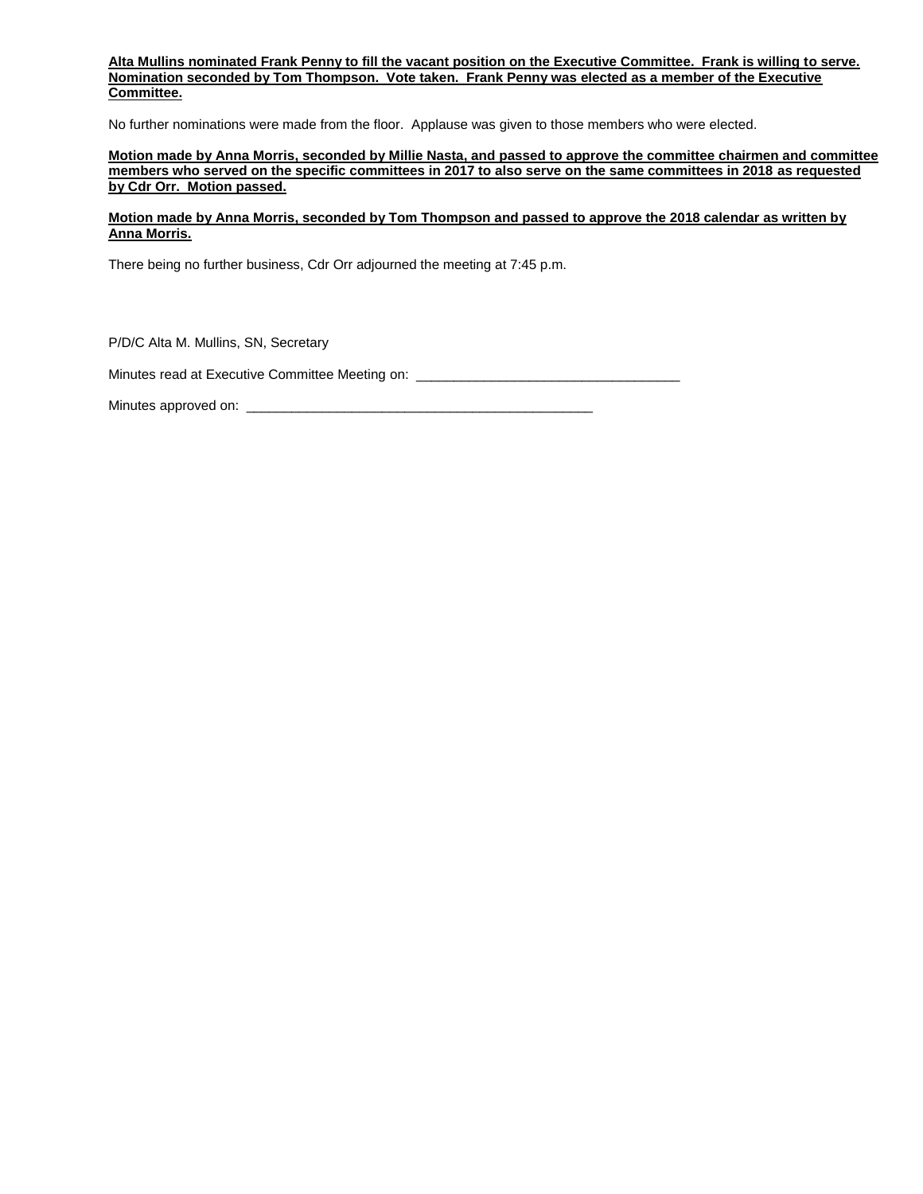**Alta Mullins nominated Frank Penny to fill the vacant position on the Executive Committee. Frank is willing to serve. Nomination seconded by Tom Thompson. Vote taken. Frank Penny was elected as a member of the Executive Committee.**

No further nominations were made from the floor. Applause was given to those members who were elected.

**Motion made by Anna Morris, seconded by Millie Nasta, and passed to approve the committee chairmen and committee members who served on the specific committees in 2017 to also serve on the same committees in 2018 as requested by Cdr Orr. Motion passed.**

**Motion made by Anna Morris, seconded by Tom Thompson and passed to approve the 2018 calendar as written by Anna Morris.**

There being no further business, Cdr Orr adjourned the meeting at 7:45 p.m.

P/D/C Alta M. Mullins, SN, Secretary

Minutes read at Executive Committee Meeting on: ___________________________________

Minutes approved on: ______________________________________________